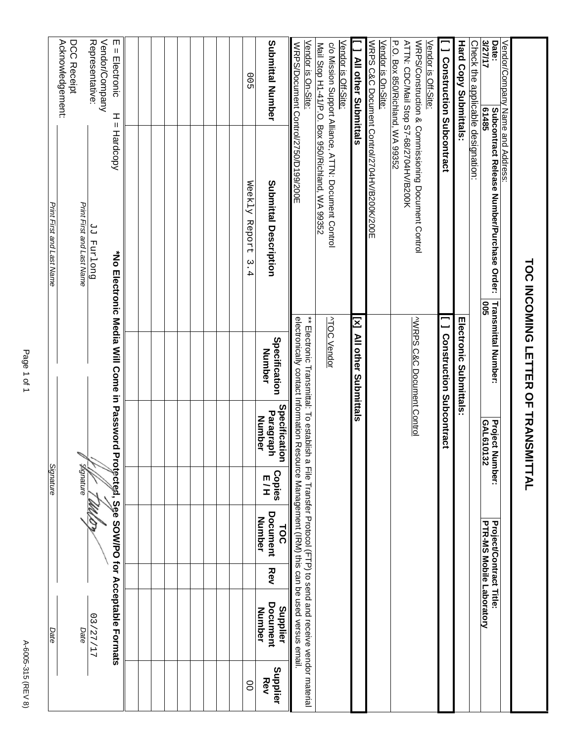# TOC INCOMING LETTER OF TRANSMITTAL

| Vendor/Company Name and Address: | | | |
|---|---|---|---|
| **Date:** 3/27/17 | **Subcontract Release Number/Purchase Order:** 61485 | **Transmittal Number:** 005 | **Project Number:** GAL610132 | 

**Project/Contract Title:** PTR-MS Mobile Laboratory

Check the applicable designation:

| **Hard Copy Submittals:** | **Electronic Submittals:** |
|---|---|
| **[ ] Construction Subcontract** | **[ ] Construction Subcontract** |
| Vendor is Off-Site: WRPS/Construction & Commissioning Document Control ATTN: CDC/Mail Stop S7-68/2704HV/B200K P.O. Box 850/Richland, WA 99352 | ^WRPS C&C Document Control |
| Vendor is On-Site: WRPS C&C Document Control/2704HV/B200K/200E | |
| **[ ] All other Submittals** | **[x] All other Submittals** |
| Vendor is Off-Site: c/o Mission Support Alliance, ATTN: Document Control Mail Stop H1-41/P.O. Box 950/Richland, WA 99352 | ^TOC Vendor |
| Vendor is On-Site: WRPS/Document Control/2750/D199/200E | ** Electronic Transmittal: To establish a File Transfer Protocol (FTP) to send and receive vendor material electronically contact Information Resource Management (IRM) this can be used versus email. |

| Submittal Number | Submittal Description | Specification Number | Specification Paragraph Number | Copies E / H | TOC Document Number | Rev | Supplier Document Number | Supplier Rev |
|---|---|---|---|---|---|---|---|---|
| 005 | Weekly Report 3.4 | | | | | | | 00 |
| | | | | | | | | |
| | | | | | | | | |
| | | | | | | | | |
| | | | | | | | | |
| | | | | | | | | |
| | | | | | | | | |
| | | | | | | | | |
| | | | | | | | | |
| | | | | | | | | |
| | | | | | | | | |

E = Electronic H = Hardcopy **\*No Electronic Media Will Come in Password Protected, See SOW/PO for Acceptable Formats**

| | Print First and Last Name | Signature | Date |
|---|---|---|---|
| Vendor/Company Representative: | JJ Furlong | [signature] | 03/27/17 |
| DCC Receipt Acknowledgement: | | | |

A-6005-315 (REV 8)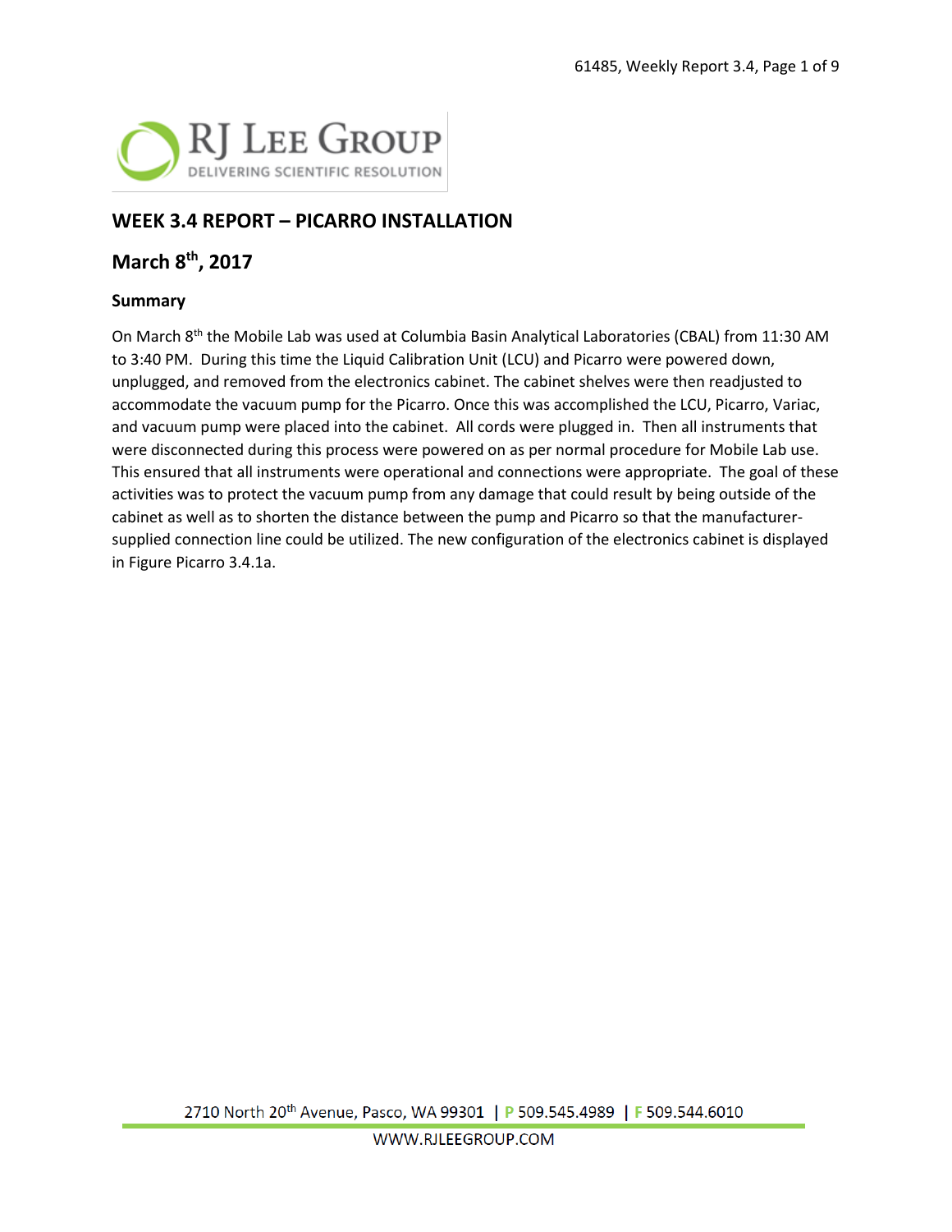# WEEK 3.4 REPORT – PICARRO INSTALLATION

## March 8th, 2017

### Summary

On March 8th the Mobile Lab was used at Columbia Basin Analytical Laboratories (CBAL) from 11:30 AM to 3:40 PM. During this time the Liquid Calibration Unit (LCU) and Picarro were powered down, unplugged, and removed from the electronics cabinet. The cabinet shelves were then readjusted to accommodate the vacuum pump for the Picarro. Once this was accomplished the LCU, Picarro, Variac, and vacuum pump were placed into the cabinet. All cords were plugged in. Then all instruments that were disconnected during this process were powered on as per normal procedure for Mobile Lab use. This ensured that all instruments were operational and connections were appropriate. The goal of these activities was to protect the vacuum pump from any damage that could result by being outside of the cabinet as well as to shorten the distance between the pump and Picarro so that the manufacturer-supplied connection line could be utilized. The new configuration of the electronics cabinet is displayed in Figure Picarro 3.4.1a.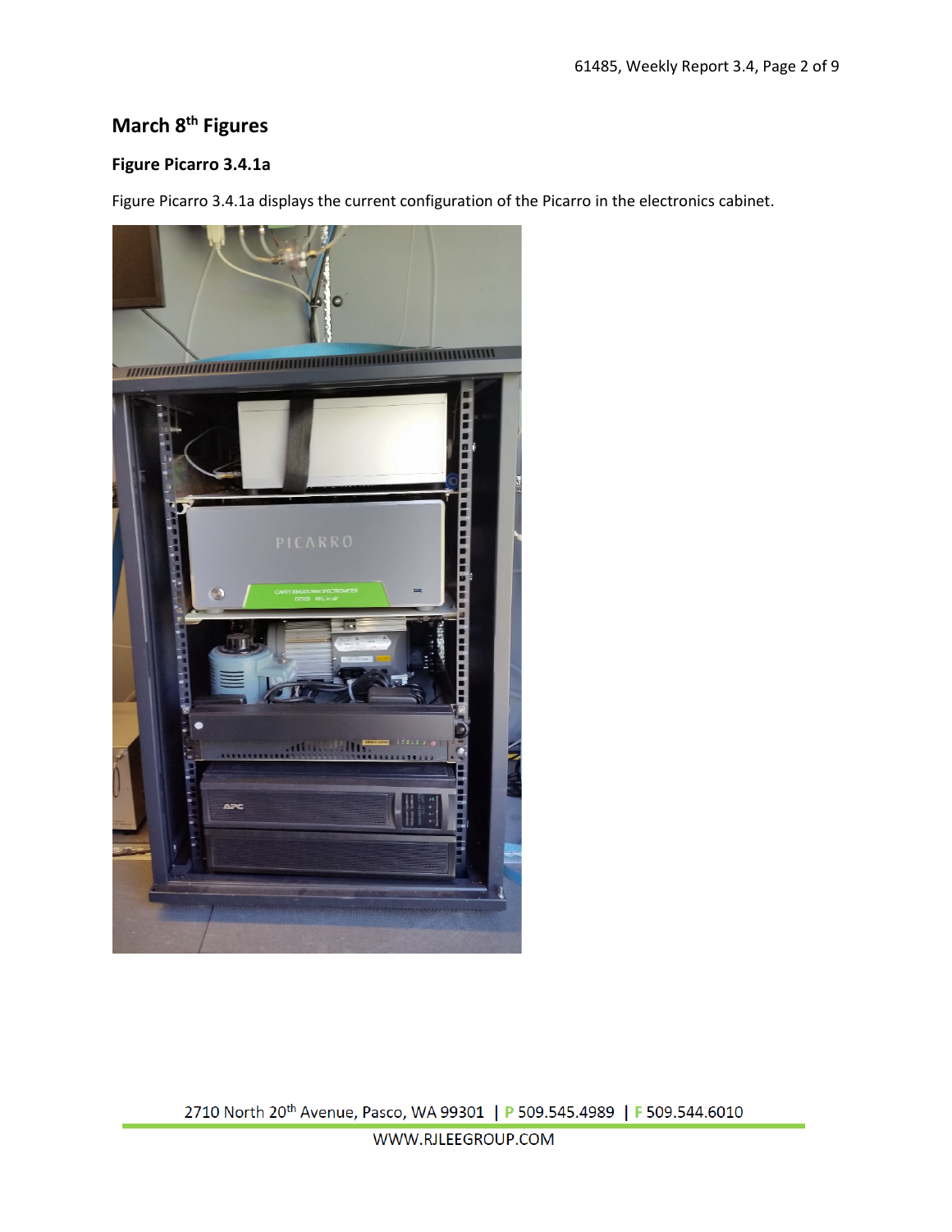## March 8th Figures

### Figure Picarro 3.4.1a

Figure Picarro 3.4.1a displays the current configuration of the Picarro in the electronics cabinet.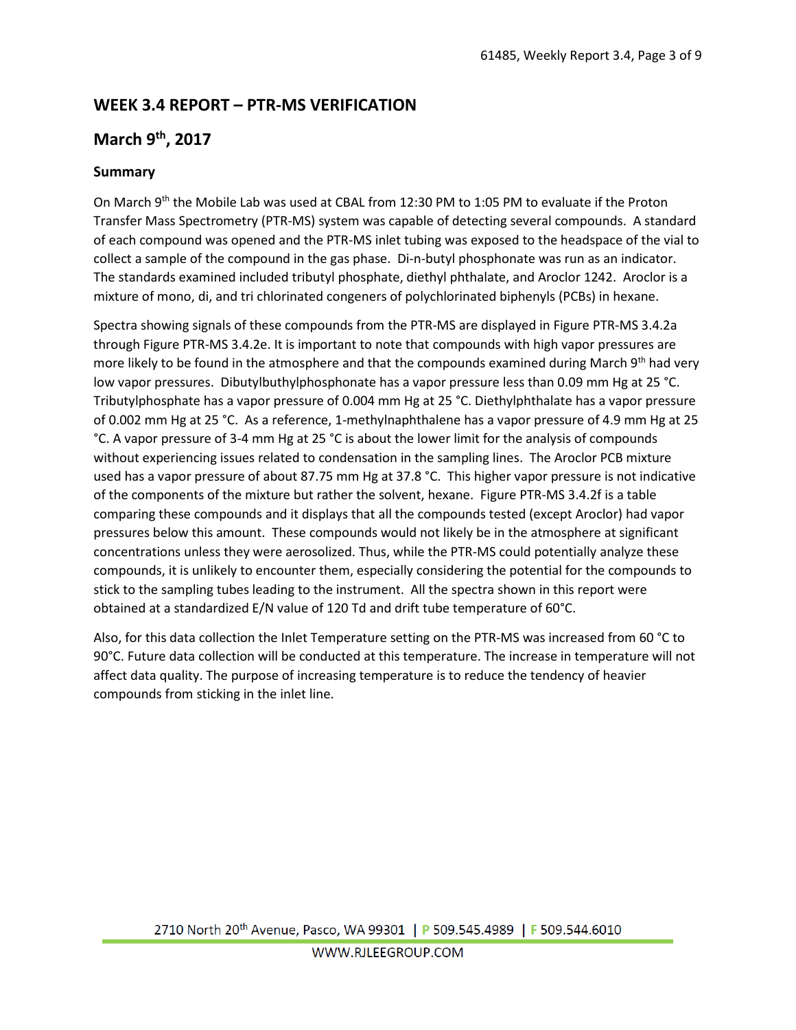## WEEK 3.4 REPORT – PTR-MS VERIFICATION

## March 9th, 2017

### Summary

On March 9th the Mobile Lab was used at CBAL from 12:30 PM to 1:05 PM to evaluate if the Proton Transfer Mass Spectrometry (PTR-MS) system was capable of detecting several compounds. A standard of each compound was opened and the PTR-MS inlet tubing was exposed to the headspace of the vial to collect a sample of the compound in the gas phase. Di-n-butyl phosphonate was run as an indicator. The standards examined included tributyl phosphate, diethyl phthalate, and Aroclor 1242. Aroclor is a mixture of mono, di, and tri chlorinated congeners of polychlorinated biphenyls (PCBs) in hexane.

Spectra showing signals of these compounds from the PTR-MS are displayed in Figure PTR-MS 3.4.2a through Figure PTR-MS 3.4.2e. It is important to note that compounds with high vapor pressures are more likely to be found in the atmosphere and that the compounds examined during March 9th had very low vapor pressures. Dibutylbuthylphosphonate has a vapor pressure less than 0.09 mm Hg at 25 °C. Tributylphosphate has a vapor pressure of 0.004 mm Hg at 25 °C. Diethylphthalate has a vapor pressure of 0.002 mm Hg at 25 °C. As a reference, 1-methylnaphthalene has a vapor pressure of 4.9 mm Hg at 25 °C. A vapor pressure of 3-4 mm Hg at 25 °C is about the lower limit for the analysis of compounds without experiencing issues related to condensation in the sampling lines. The Aroclor PCB mixture used has a vapor pressure of about 87.75 mm Hg at 37.8 °C. This higher vapor pressure is not indicative of the components of the mixture but rather the solvent, hexane. Figure PTR-MS 3.4.2f is a table comparing these compounds and it displays that all the compounds tested (except Aroclor) had vapor pressures below this amount. These compounds would not likely be in the atmosphere at significant concentrations unless they were aerosolized. Thus, while the PTR-MS could potentially analyze these compounds, it is unlikely to encounter them, especially considering the potential for the compounds to stick to the sampling tubes leading to the instrument. All the spectra shown in this report were obtained at a standardized E/N value of 120 Td and drift tube temperature of 60°C.

Also, for this data collection the Inlet Temperature setting on the PTR-MS was increased from 60 °C to 90°C. Future data collection will be conducted at this temperature. The increase in temperature will not affect data quality. The purpose of increasing temperature is to reduce the tendency of heavier compounds from sticking in the inlet line.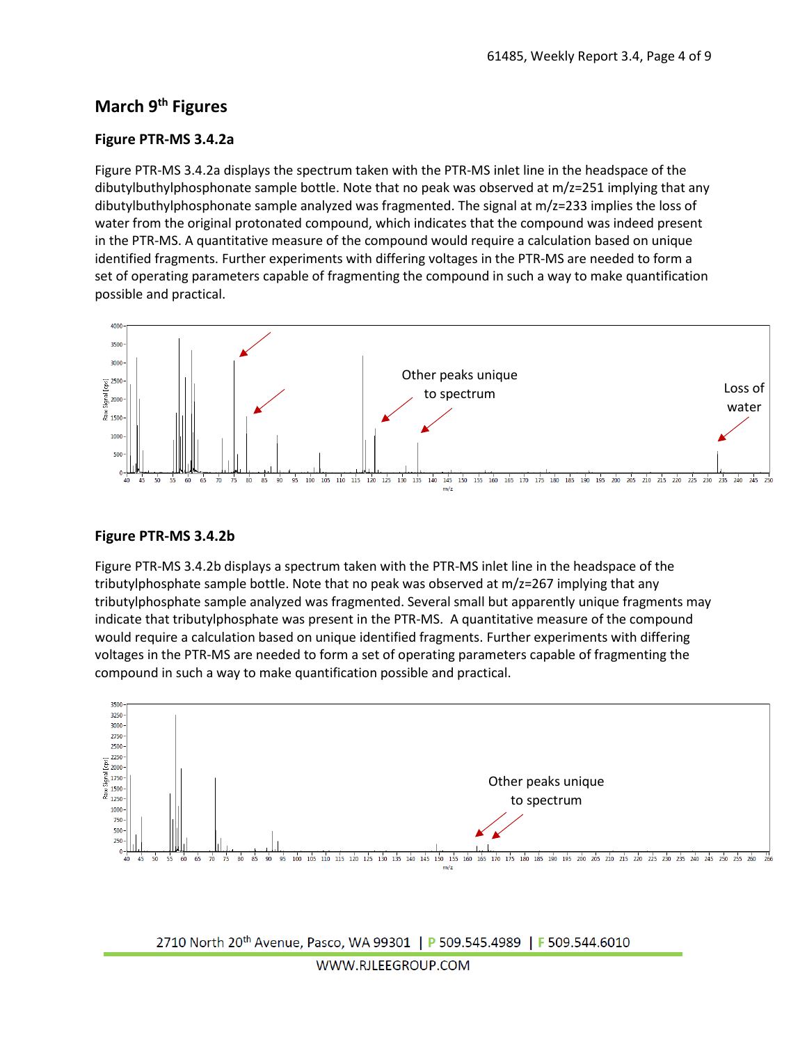## March 9th Figures

### Figure PTR-MS 3.4.2a

Figure PTR-MS 3.4.2a displays the spectrum taken with the PTR-MS inlet line in the headspace of the dibutylbuthylphosphonate sample bottle. Note that no peak was observed at m/z=251 implying that any dibutylbuthylphosphonate sample analyzed was fragmented. The signal at m/z=233 implies the loss of water from the original protonated compound, which indicates that the compound was indeed present in the PTR-MS. A quantitative measure of the compound would require a calculation based on unique identified fragments. Further experiments with differing voltages in the PTR-MS are needed to form a set of operating parameters capable of fragmenting the compound in such a way to make quantification possible and practical.

### Figure PTR-MS 3.4.2b

Figure PTR-MS 3.4.2b displays a spectrum taken with the PTR-MS inlet line in the headspace of the tributylphosphate sample bottle. Note that no peak was observed at m/z=267 implying that any tributylphosphate sample analyzed was fragmented. Several small but apparently unique fragments may indicate that tributylphosphate was present in the PTR-MS. A quantitative measure of the compound would require a calculation based on unique identified fragments. Further experiments with differing voltages in the PTR-MS are needed to form a set of operating parameters capable of fragmenting the compound in such a way to make quantification possible and practical.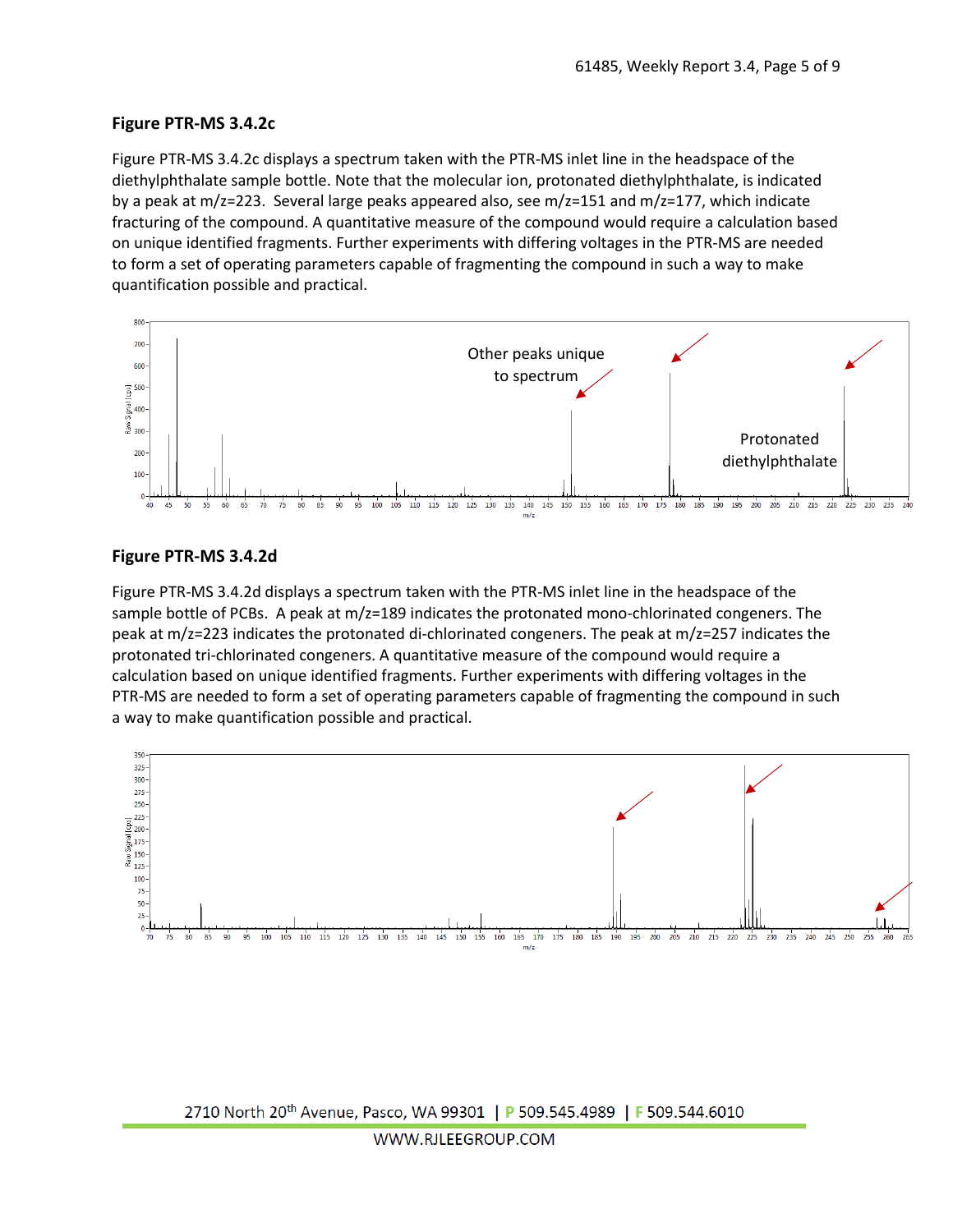### Figure PTR-MS 3.4.2c

Figure PTR-MS 3.4.2c displays a spectrum taken with the PTR-MS inlet line in the headspace of the diethylphthalate sample bottle. Note that the molecular ion, protonated diethylphthalate, is indicated by a peak at m/z=223. Several large peaks appeared also, see m/z=151 and m/z=177, which indicate fracturing of the compound. A quantitative measure of the compound would require a calculation based on unique identified fragments. Further experiments with differing voltages in the PTR-MS are needed to form a set of operating parameters capable of fragmenting the compound in such a way to make quantification possible and practical.

### Figure PTR-MS 3.4.2d

Figure PTR-MS 3.4.2d displays a spectrum taken with the PTR-MS inlet line in the headspace of the sample bottle of PCBs. A peak at m/z=189 indicates the protonated mono-chlorinated congeners. The peak at m/z=223 indicates the protonated di-chlorinated congeners. The peak at m/z=257 indicates the protonated tri-chlorinated congeners. A quantitative measure of the compound would require a calculation based on unique identified fragments. Further experiments with differing voltages in the PTR-MS are needed to form a set of operating parameters capable of fragmenting the compound in such a way to make quantification possible and practical.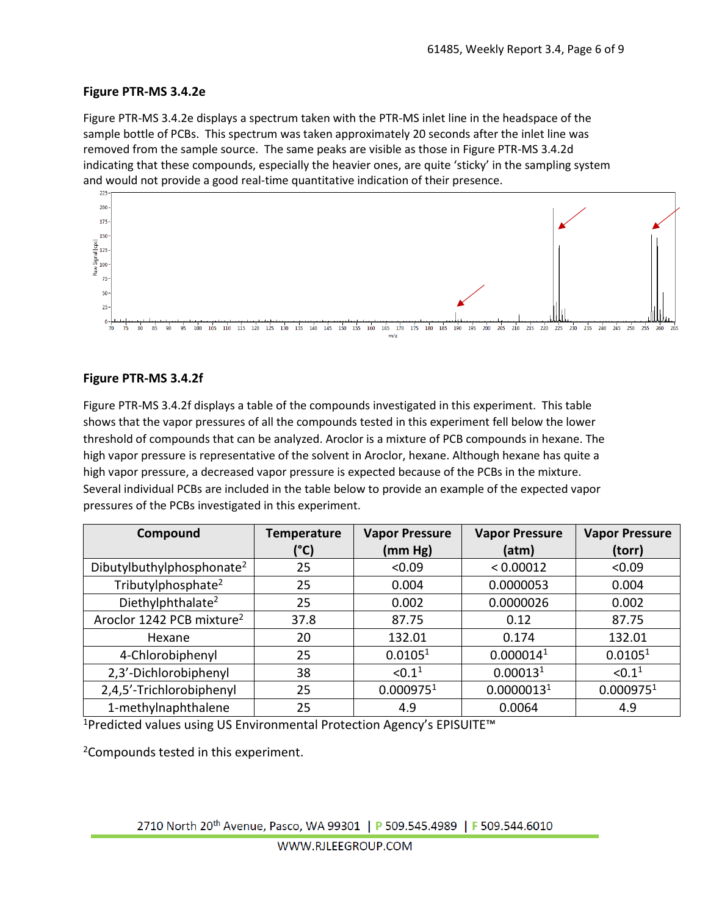### Figure PTR-MS 3.4.2e

Figure PTR-MS 3.4.2e displays a spectrum taken with the PTR-MS inlet line in the headspace of the sample bottle of PCBs. This spectrum was taken approximately 20 seconds after the inlet line was removed from the sample source. The same peaks are visible as those in Figure PTR-MS 3.4.2d indicating that these compounds, especially the heavier ones, are quite 'sticky' in the sampling system and would not provide a good real-time quantitative indication of their presence.

### Figure PTR-MS 3.4.2f

Figure PTR-MS 3.4.2f displays a table of the compounds investigated in this experiment. This table shows that the vapor pressures of all the compounds tested in this experiment fell below the lower threshold of compounds that can be analyzed. Aroclor is a mixture of PCB compounds in hexane. The high vapor pressure is representative of the solvent in Aroclor, hexane. Although hexane has quite a high vapor pressure, a decreased vapor pressure is expected because of the PCBs in the mixture. Several individual PCBs are included in the table below to provide an example of the expected vapor pressures of the PCBs investigated in this experiment.

| Compound | Temperature (°C) | Vapor Pressure (mm Hg) | Vapor Pressure (atm) | Vapor Pressure (torr) |
|---|---|---|---|---|
| Dibutylbuthylphosphonate[2] | 25 | <0.09 | < 0.00012 | <0.09 |
| Tributylphosphate[2] | 25 | 0.004 | 0.0000053 | 0.004 |
| Diethylphthalate[2] | 25 | 0.002 | 0.0000026 | 0.002 |
| Aroclor 1242 PCB mixture[2] | 37.8 | 87.75 | 0.12 | 87.75 |
| Hexane | 20 | 132.01 | 0.174 | 132.01 |
| 4-Chlorobiphenyl | 25 | 0.0105[1] | 0.000014[1] | 0.0105[1] |
| 2,3'-Dichlorobiphenyl | 38 | <0.1[1] | 0.00013[1] | <0.1[1] |
| 2,4,5'-Trichlorobiphenyl | 25 | 0.000975[1] | 0.0000013[1] | 0.000975[1] |
| 1-methylnaphthalene | 25 | 4.9 | 0.0064 | 4.9 |

[1]Predicted values using US Environmental Protection Agency's EPISUITE™

[2]Compounds tested in this experiment.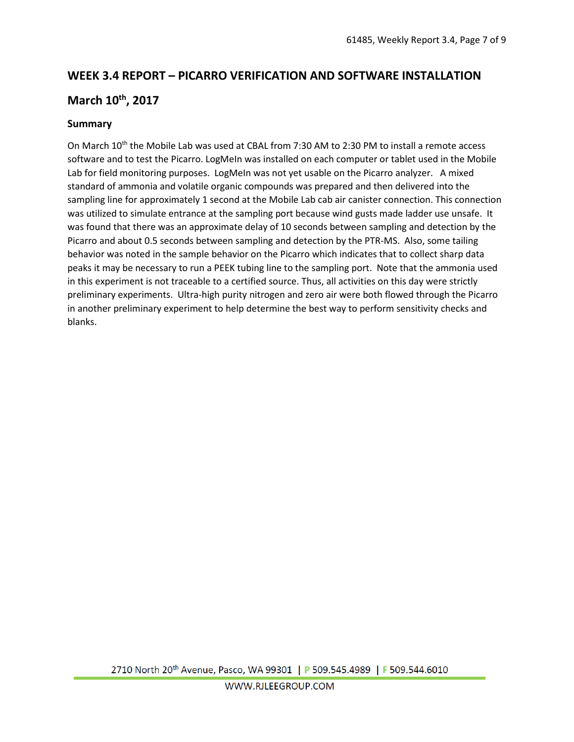## WEEK 3.4 REPORT – PICARRO VERIFICATION AND SOFTWARE INSTALLATION

## March 10th, 2017

### Summary

On March 10th the Mobile Lab was used at CBAL from 7:30 AM to 2:30 PM to install a remote access software and to test the Picarro. LogMeIn was installed on each computer or tablet used in the Mobile Lab for field monitoring purposes. LogMeIn was not yet usable on the Picarro analyzer. A mixed standard of ammonia and volatile organic compounds was prepared and then delivered into the sampling line for approximately 1 second at the Mobile Lab cab air canister connection. This connection was utilized to simulate entrance at the sampling port because wind gusts made ladder use unsafe. It was found that there was an approximate delay of 10 seconds between sampling and detection by the Picarro and about 0.5 seconds between sampling and detection by the PTR-MS. Also, some tailing behavior was noted in the sample behavior on the Picarro which indicates that to collect sharp data peaks it may be necessary to run a PEEK tubing line to the sampling port. Note that the ammonia used in this experiment is not traceable to a certified source. Thus, all activities on this day were strictly preliminary experiments. Ultra-high purity nitrogen and zero air were both flowed through the Picarro in another preliminary experiment to help determine the best way to perform sensitivity checks and blanks.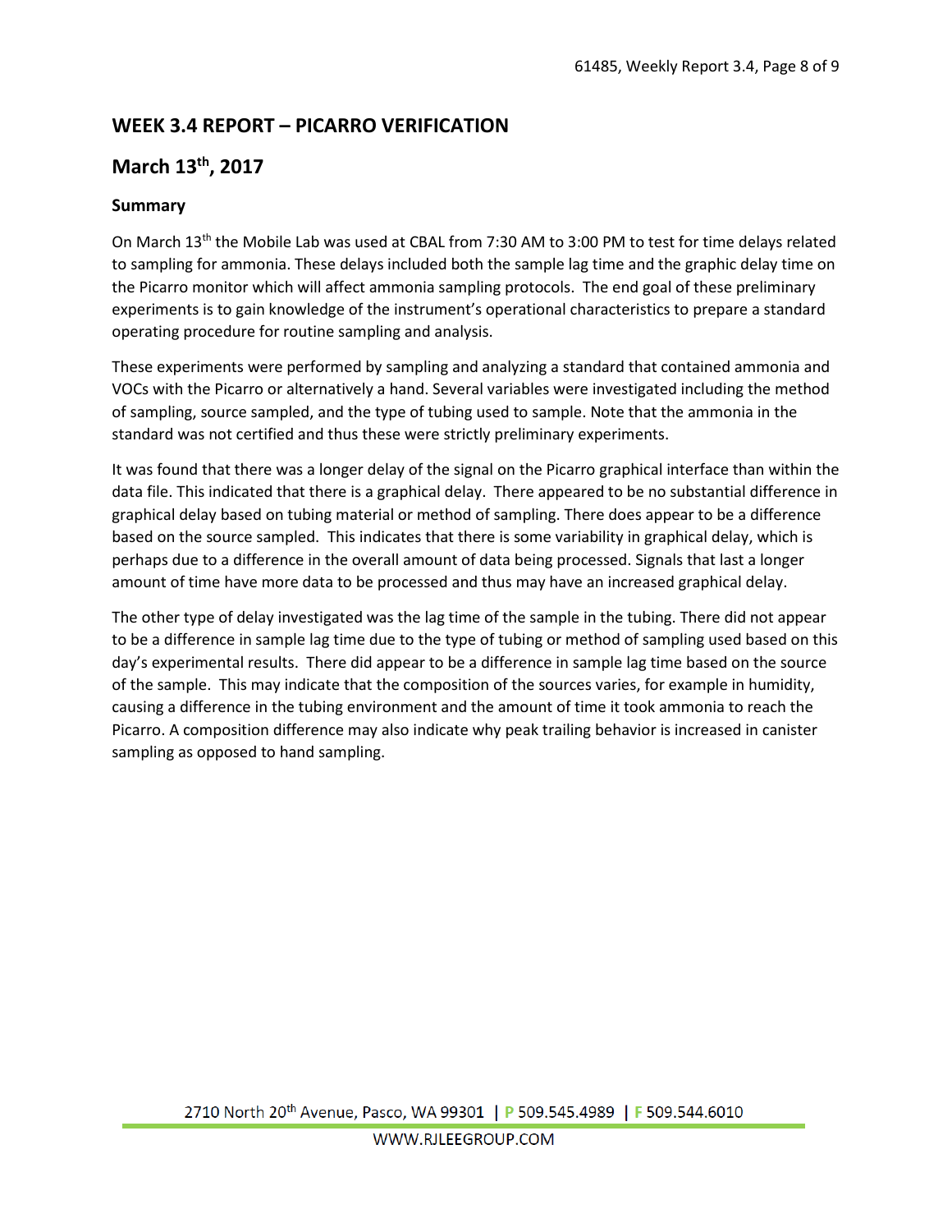## WEEK 3.4 REPORT – PICARRO VERIFICATION

## March 13th, 2017

### Summary

On March 13th the Mobile Lab was used at CBAL from 7:30 AM to 3:00 PM to test for time delays related to sampling for ammonia. These delays included both the sample lag time and the graphic delay time on the Picarro monitor which will affect ammonia sampling protocols. The end goal of these preliminary experiments is to gain knowledge of the instrument's operational characteristics to prepare a standard operating procedure for routine sampling and analysis.

These experiments were performed by sampling and analyzing a standard that contained ammonia and VOCs with the Picarro or alternatively a hand. Several variables were investigated including the method of sampling, source sampled, and the type of tubing used to sample. Note that the ammonia in the standard was not certified and thus these were strictly preliminary experiments.

It was found that there was a longer delay of the signal on the Picarro graphical interface than within the data file. This indicated that there is a graphical delay. There appeared to be no substantial difference in graphical delay based on tubing material or method of sampling. There does appear to be a difference based on the source sampled. This indicates that there is some variability in graphical delay, which is perhaps due to a difference in the overall amount of data being processed. Signals that last a longer amount of time have more data to be processed and thus may have an increased graphical delay.

The other type of delay investigated was the lag time of the sample in the tubing. There did not appear to be a difference in sample lag time due to the type of tubing or method of sampling used based on this day's experimental results. There did appear to be a difference in sample lag time based on the source of the sample. This may indicate that the composition of the sources varies, for example in humidity, causing a difference in the tubing environment and the amount of time it took ammonia to reach the Picarro. A composition difference may also indicate why peak trailing behavior is increased in canister sampling as opposed to hand sampling.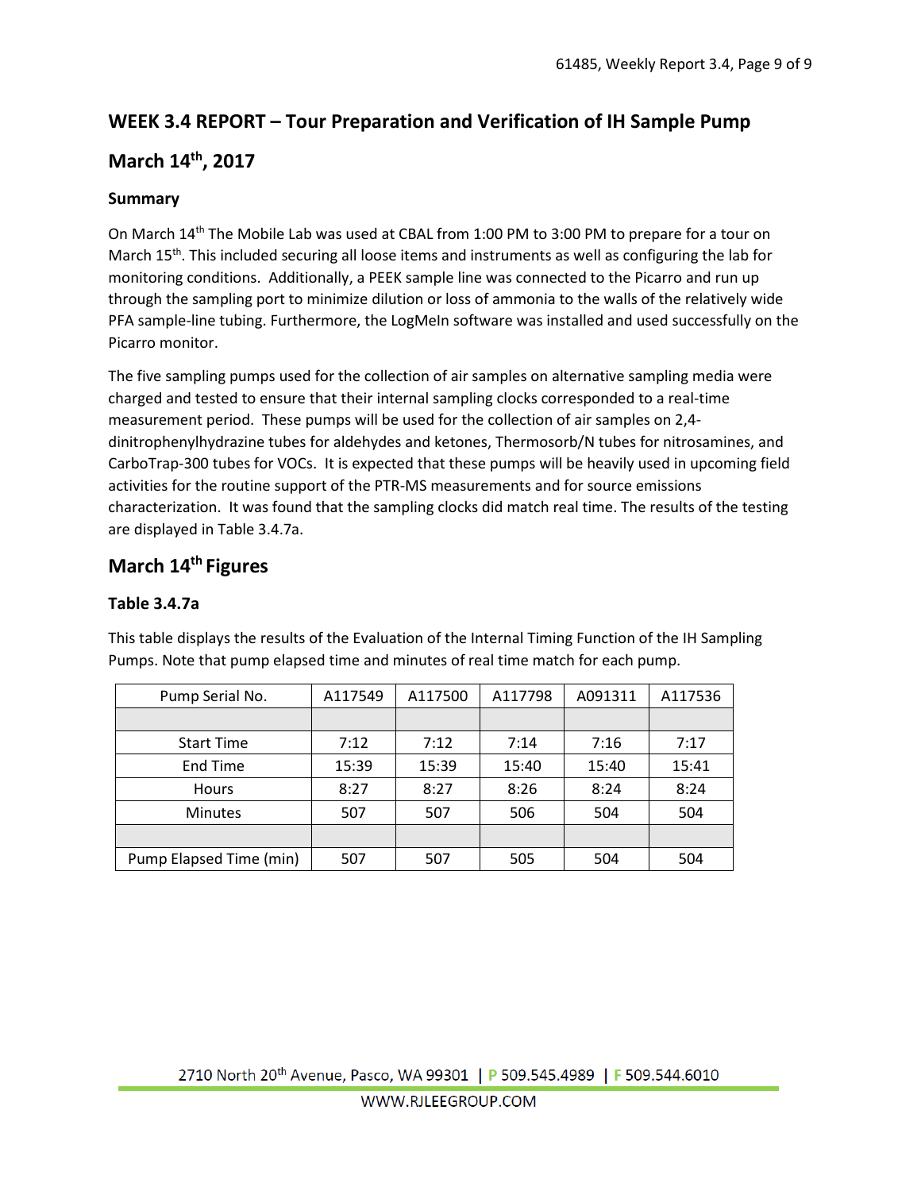## WEEK 3.4 REPORT – Tour Preparation and Verification of IH Sample Pump

## March 14th, 2017

### Summary

On March 14th The Mobile Lab was used at CBAL from 1:00 PM to 3:00 PM to prepare for a tour on March 15th. This included securing all loose items and instruments as well as configuring the lab for monitoring conditions. Additionally, a PEEK sample line was connected to the Picarro and run up through the sampling port to minimize dilution or loss of ammonia to the walls of the relatively wide PFA sample-line tubing. Furthermore, the LogMeIn software was installed and used successfully on the Picarro monitor.

The five sampling pumps used for the collection of air samples on alternative sampling media were charged and tested to ensure that their internal sampling clocks corresponded to a real-time measurement period. These pumps will be used for the collection of air samples on 2,4-dinitrophenylhydrazine tubes for aldehydes and ketones, Thermosorb/N tubes for nitrosamines, and CarboTrap-300 tubes for VOCs. It is expected that these pumps will be heavily used in upcoming field activities for the routine support of the PTR-MS measurements and for source emissions characterization. It was found that the sampling clocks did match real time. The results of the testing are displayed in Table 3.4.7a.

## March 14th Figures

### Table 3.4.7a

This table displays the results of the Evaluation of the Internal Timing Function of the IH Sampling Pumps. Note that pump elapsed time and minutes of real time match for each pump.

| Pump Serial No. | A117549 | A117500 | A117798 | A091311 | A117536 |
|---|---|---|---|---|---|
| | | | | | |
| Start Time | 7:12 | 7:12 | 7:14 | 7:16 | 7:17 |
| End Time | 15:39 | 15:39 | 15:40 | 15:40 | 15:41 |
| Hours | 8:27 | 8:27 | 8:26 | 8:24 | 8:24 |
| Minutes | 507 | 507 | 506 | 504 | 504 |
| | | | | | |
| Pump Elapsed Time (min) | 507 | 507 | 505 | 504 | 504 |